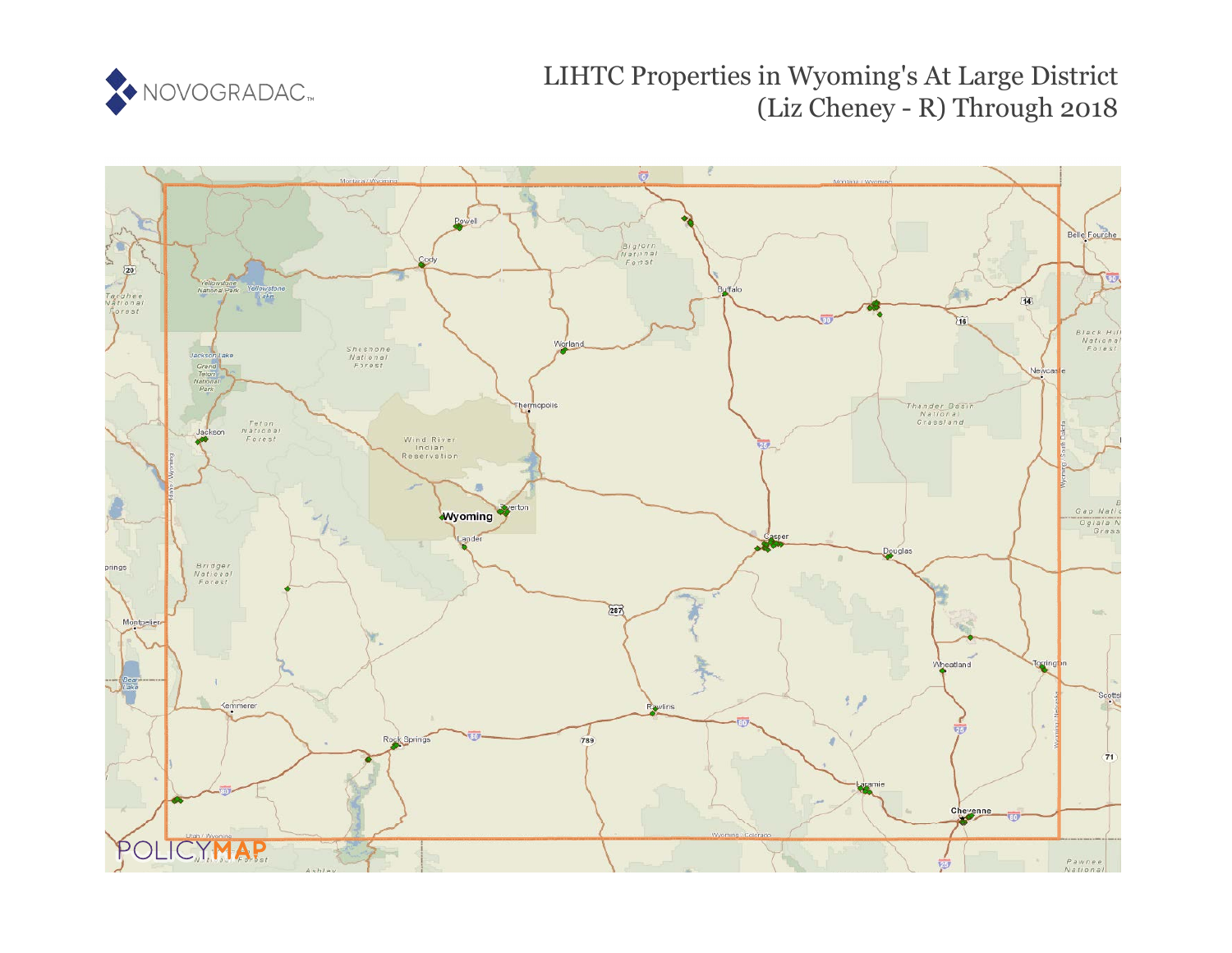# LIHTC Properties in Wyoming's At Large District (Liz Cheney - R) Through 2018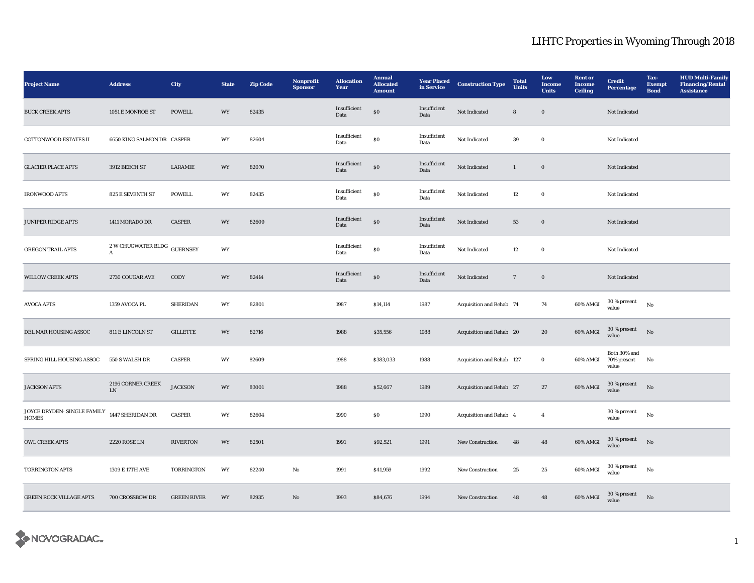# LIHTC Properties in Wyoming Through 2018

| Project Name | Address | City | State | Zip Code | Nonprofit Sponsor | Allocation Year | Annual Allocated Amount | Year Placed in Service | Construction Type | Total Units | Low Income Units | Rent or Income Ceiling | Credit Percentage | Tax-Exempt Bond | HUD Multi-Family Financing/Rental Assistance |
|---|---|---|---|---|---|---|---|---|---|---|---|---|---|---|---|
| BUCK CREEK APTS | 1051 E MONROE ST | POWELL | WY | 82435 | | Insufficient Data | $0 | Insufficient Data | Not Indicated | 8 | 0 | | Not Indicated | | |
| COTTONWOOD ESTATES II | 6650 KING SALMON DR | CASPER | WY | 82604 | | Insufficient Data | $0 | Insufficient Data | Not Indicated | 39 | 0 | | Not Indicated | | |
| GLACIER PLACE APTS | 3912 BEECH ST | LARAMIE | WY | 82070 | | Insufficient Data | $0 | Insufficient Data | Not Indicated | 1 | 0 | | Not Indicated | | |
| IRONWOOD APTS | 825 E SEVENTH ST | POWELL | WY | 82435 | | Insufficient Data | $0 | Insufficient Data | Not Indicated | 12 | 0 | | Not Indicated | | |
| JUNIPER RIDGE APTS | 1411 MORADO DR | CASPER | WY | 82609 | | Insufficient Data | $0 | Insufficient Data | Not Indicated | 53 | 0 | | Not Indicated | | |
| OREGON TRAIL APTS | 2 W CHUGWATER BLDG A | GUERNSEY | WY | | | Insufficient Data | $0 | Insufficient Data | Not Indicated | 12 | 0 | | Not Indicated | | |
| WILLOW CREEK APTS | 2730 COUGAR AVE | CODY | WY | 82414 | | Insufficient Data | $0 | Insufficient Data | Not Indicated | 7 | 0 | | Not Indicated | | |
| AVOCA APTS | 1359 AVOCA PL | SHERIDAN | WY | 82801 | | 1987 | $14,114 | 1987 | Acquisition and Rehab | 74 | 74 | 60% AMGI | 30 % present value | No | |
| DEL MAR HOUSING ASSOC | 811 E LINCOLN ST | GILLETTE | WY | 82716 | | 1988 | $35,556 | 1988 | Acquisition and Rehab | 20 | 20 | 60% AMGI | 30 % present value | No | |
| SPRING HILL HOUSING ASSOC | 550 S WALSH DR | CASPER | WY | 82609 | | 1988 | $383,033 | 1988 | Acquisition and Rehab | 127 | 0 | 60% AMGI | Both 30% and 70% present value | No | |
| JACKSON APTS | 2196 CORNER CREEK LN | JACKSON | WY | 83001 | | 1988 | $52,667 | 1989 | Acquisition and Rehab | 27 | 27 | 60% AMGI | 30 % present value | No | |
| JOYCE DRYDEN- SINGLE FAMILY HOMES | 1447 SHERIDAN DR | CASPER | WY | 82604 | | 1990 | $0 | 1990 | Acquisition and Rehab | 4 | 4 | | 30 % present value | No | |
| OWL CREEK APTS | 2220 ROSE LN | RIVERTON | WY | 82501 | | 1991 | $92,521 | 1991 | New Construction | 48 | 48 | 60% AMGI | 30 % present value | No | |
| TORRINGTON APTS | 1309 E 17TH AVE | TORRINGTON | WY | 82240 | No | 1991 | $41,959 | 1992 | New Construction | 25 | 25 | 60% AMGI | 30 % present value | No | |
| GREEN ROCK VILLAGE APTS | 700 CROSSBOW DR | GREEN RIVER | WY | 82935 | No | 1993 | $84,676 | 1994 | New Construction | 48 | 48 | 60% AMGI | 30 % present value | No | |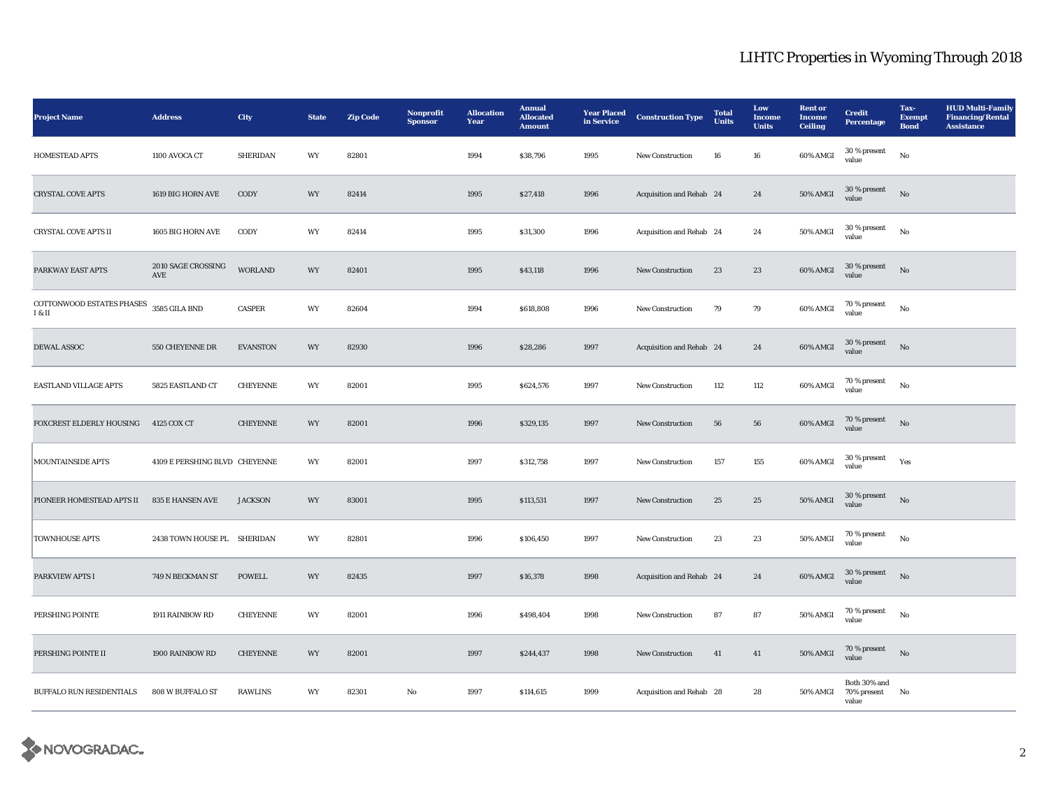# LIHTC Properties in Wyoming Through 2018

| Project Name | Address | City | State | Zip Code | Nonprofit Sponsor | Allocation Year | Annual Allocated Amount | Year Placed in Service | Construction Type | Total Units | Low Income Units | Rent or Income Ceiling | Credit Percentage | Tax-Exempt Bond | HUD Multi-Family Financing/Rental Assistance |
|---|---|---|---|---|---|---|---|---|---|---|---|---|---|---|---|
| HOMESTEAD APTS | 1100 AVOCA CT | SHERIDAN | WY | 82801 | | 1994 | $38,796 | 1995 | New Construction | 16 | 16 | 60% AMGI | 30 % present value | No | |
| CRYSTAL COVE APTS | 1619 BIG HORN AVE | CODY | WY | 82414 | | 1995 | $27,418 | 1996 | Acquisition and Rehab | 24 | 24 | 50% AMGI | 30 % present value | No | |
| CRYSTAL COVE APTS II | 1605 BIG HORN AVE | CODY | WY | 82414 | | 1995 | $31,300 | 1996 | Acquisition and Rehab | 24 | 24 | 50% AMGI | 30 % present value | No | |
| PARKWAY EAST APTS | 2010 SAGE CROSSING AVE | WORLAND | WY | 82401 | | 1995 | $43,118 | 1996 | New Construction | 23 | 23 | 60% AMGI | 30 % present value | No | |
| COTTONWOOD ESTATES PHASES I & II | 3585 GILA BND | CASPER | WY | 82604 | | 1994 | $618,808 | 1996 | New Construction | 79 | 79 | 60% AMGI | 70 % present value | No | |
| DEWAL ASSOC | 550 CHEYENNE DR | EVANSTON | WY | 82930 | | 1996 | $28,286 | 1997 | Acquisition and Rehab | 24 | 24 | 60% AMGI | 30 % present value | No | |
| EASTLAND VILLAGE APTS | 5825 EASTLAND CT | CHEYENNE | WY | 82001 | | 1995 | $624,576 | 1997 | New Construction | 112 | 112 | 60% AMGI | 70 % present value | No | |
| FOXCREST ELDERLY HOUSING | 4125 COX CT | CHEYENNE | WY | 82001 | | 1996 | $329,135 | 1997 | New Construction | 56 | 56 | 60% AMGI | 70 % present value | No | |
| MOUNTAINSIDE APTS | 4109 E PERSHING BLVD | CHEYENNE | WY | 82001 | | 1997 | $312,758 | 1997 | New Construction | 157 | 155 | 60% AMGI | 30 % present value | Yes | |
| PIONEER HOMESTEAD APTS II | 835 E HANSEN AVE | JACKSON | WY | 83001 | | 1995 | $113,531 | 1997 | New Construction | 25 | 25 | 50% AMGI | 30 % present value | No | |
| TOWNHOUSE APTS | 2438 TOWN HOUSE PL | SHERIDAN | WY | 82801 | | 1996 | $106,450 | 1997 | New Construction | 23 | 23 | 50% AMGI | 70 % present value | No | |
| PARKVIEW APTS I | 749 N BECKMAN ST | POWELL | WY | 82435 | | 1997 | $16,378 | 1998 | Acquisition and Rehab | 24 | 24 | 60% AMGI | 30 % present value | No | |
| PERSHING POINTE | 1911 RAINBOW RD | CHEYENNE | WY | 82001 | | 1996 | $498,404 | 1998 | New Construction | 87 | 87 | 50% AMGI | 70 % present value | No | |
| PERSHING POINTE II | 1900 RAINBOW RD | CHEYENNE | WY | 82001 | | 1997 | $244,437 | 1998 | New Construction | 41 | 41 | 50% AMGI | 70 % present value | No | |
| BUFFALO RUN RESIDENTIALS | 808 W BUFFALO ST | RAWLINS | WY | 82301 | No | 1997 | $114,615 | 1999 | Acquisition and Rehab | 28 | 28 | 50% AMGI | Both 30% and 70% present value | No | |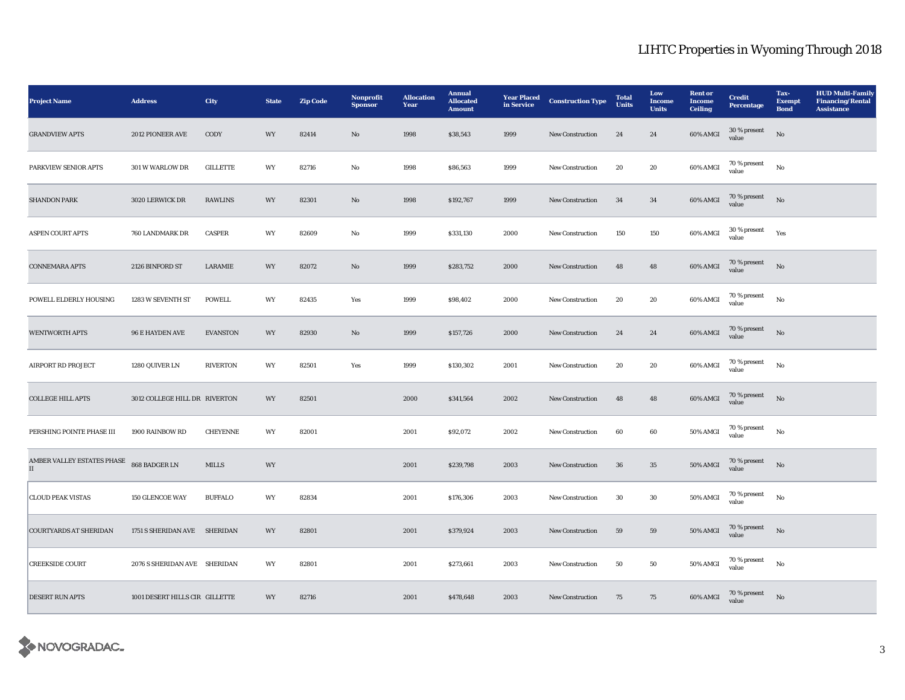# LIHTC Properties in Wyoming Through 2018

| Project Name | Address | City | State | Zip Code | Nonprofit Sponsor | Allocation Year | Annual Allocated Amount | Year Placed in Service | Construction Type | Total Units | Low Income Units | Rent or Income Ceiling | Credit Percentage | Tax-Exempt Bond | HUD Multi-Family Financing/Rental Assistance |
|---|---|---|---|---|---|---|---|---|---|---|---|---|---|---|---|
| GRANDVIEW APTS | 2012 PIONEER AVE | CODY | WY | 82414 | No | 1998 | $38,543 | 1999 | New Construction | 24 | 24 | 60% AMGI | 30 % present value | No | |
| PARKVIEW SENIOR APTS | 301 W WARLOW DR | GILLETTE | WY | 82716 | No | 1998 | $86,563 | 1999 | New Construction | 20 | 20 | 60% AMGI | 70 % present value | No | |
| SHANDON PARK | 3020 LERWICK DR | RAWLINS | WY | 82301 | No | 1998 | $192,767 | 1999 | New Construction | 34 | 34 | 60% AMGI | 70 % present value | No | |
| ASPEN COURT APTS | 760 LANDMARK DR | CASPER | WY | 82609 | No | 1999 | $331,130 | 2000 | New Construction | 150 | 150 | 60% AMGI | 30 % present value | Yes | |
| CONNEMARA APTS | 2126 BINFORD ST | LARAMIE | WY | 82072 | No | 1999 | $283,752 | 2000 | New Construction | 48 | 48 | 60% AMGI | 70 % present value | No | |
| POWELL ELDERLY HOUSING | 1283 W SEVENTH ST | POWELL | WY | 82435 | Yes | 1999 | $98,402 | 2000 | New Construction | 20 | 20 | 60% AMGI | 70 % present value | No | |
| WENTWORTH APTS | 96 E HAYDEN AVE | EVANSTON | WY | 82930 | No | 1999 | $157,726 | 2000 | New Construction | 24 | 24 | 60% AMGI | 70 % present value | No | |
| AIRPORT RD PROJECT | 1280 QUIVER LN | RIVERTON | WY | 82501 | Yes | 1999 | $130,302 | 2001 | New Construction | 20 | 20 | 60% AMGI | 70 % present value | No | |
| COLLEGE HILL APTS | 3012 COLLEGE HILL DR | RIVERTON | WY | 82501 | | 2000 | $341,564 | 2002 | New Construction | 48 | 48 | 60% AMGI | 70 % present value | No | |
| PERSHING POINTE PHASE III | 1900 RAINBOW RD | CHEYENNE | WY | 82001 | | 2001 | $92,072 | 2002 | New Construction | 60 | 60 | 50% AMGI | 70 % present value | No | |
| AMBER VALLEY ESTATES PHASE II | 868 BADGER LN | MILLS | WY | | | 2001 | $239,798 | 2003 | New Construction | 36 | 35 | 50% AMGI | 70 % present value | No | |
| CLOUD PEAK VISTAS | 150 GLENCOE WAY | BUFFALO | WY | 82834 | | 2001 | $176,306 | 2003 | New Construction | 30 | 30 | 50% AMGI | 70 % present value | No | |
| COURTYARDS AT SHERIDAN | 1751 S SHERIDAN AVE | SHERIDAN | WY | 82801 | | 2001 | $379,924 | 2003 | New Construction | 59 | 59 | 50% AMGI | 70 % present value | No | |
| CREEKSIDE COURT | 2076 S SHERIDAN AVE | SHERIDAN | WY | 82801 | | 2001 | $273,661 | 2003 | New Construction | 50 | 50 | 50% AMGI | 70 % present value | No | |
| DESERT RUN APTS | 1001 DESERT HILLS CIR | GILLETTE | WY | 82716 | | 2001 | $478,648 | 2003 | New Construction | 75 | 75 | 60% AMGI | 70 % present value | No | |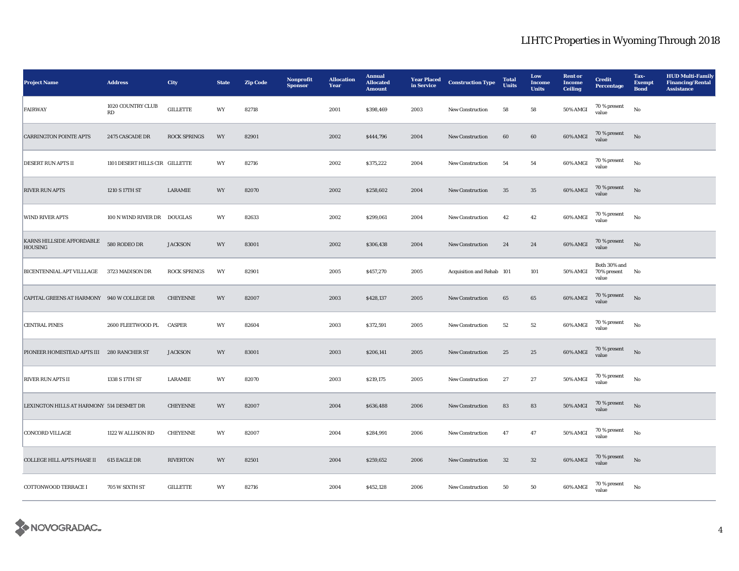# LIHTC Properties in Wyoming Through 2018

| Project Name | Address | City | State | Zip Code | Nonprofit Sponsor | Allocation Year | Annual Allocated Amount | Year Placed in Service | Construction Type | Total Units | Low Income Units | Rent or Income Ceiling | Credit Percentage | Tax-Exempt Bond | HUD Multi-Family Financing/Rental Assistance |
|---|---|---|---|---|---|---|---|---|---|---|---|---|---|---|---|
| FAIRWAY | 1020 COUNTRY CLUB RD | GILLETTE | WY | 82718 | | 2001 | $398,469 | 2003 | New Construction | 58 | 58 | 50% AMGI | 70 % present value | No | |
| CARRINGTON POINTE APTS | 2475 CASCADE DR | ROCK SPRINGS | WY | 82901 | | 2002 | $444,796 | 2004 | New Construction | 60 | 60 | 60% AMGI | 70 % present value | No | |
| DESERT RUN APTS II | 1101 DESERT HILLS CIR | GILLETTE | WY | 82716 | | 2002 | $375,222 | 2004 | New Construction | 54 | 54 | 60% AMGI | 70 % present value | No | |
| RIVER RUN APTS | 1210 S 17TH ST | LARAMIE | WY | 82070 | | 2002 | $258,602 | 2004 | New Construction | 35 | 35 | 60% AMGI | 70 % present value | No | |
| WIND RIVER APTS | 100 N WIND RIVER DR | DOUGLAS | WY | 82633 | | 2002 | $299,061 | 2004 | New Construction | 42 | 42 | 60% AMGI | 70 % present value | No | |
| KARNS HILLSIDE AFFORDABLE HOUSING | 580 RODEO DR | JACKSON | WY | 83001 | | 2002 | $306,438 | 2004 | New Construction | 24 | 24 | 60% AMGI | 70 % present value | No | |
| BICENTENNIAL APT VILLLAGE | 3723 MADISON DR | ROCK SPRINGS | WY | 82901 | | 2005 | $457,270 | 2005 | Acquisition and Rehab | 101 | 101 | 50% AMGI | Both 30% and 70% present value | No | |
| CAPITAL GREENS AT HARMONY | 940 W COLLEGE DR | CHEYENNE | WY | 82007 | | 2003 | $428,137 | 2005 | New Construction | 65 | 65 | 60% AMGI | 70 % present value | No | |
| CENTRAL PINES | 2600 FLEETWOOD PL | CASPER | WY | 82604 | | 2003 | $372,591 | 2005 | New Construction | 52 | 52 | 60% AMGI | 70 % present value | No | |
| PIONEER HOMESTEAD APTS III | 280 RANCHER ST | JACKSON | WY | 83001 | | 2003 | $206,141 | 2005 | New Construction | 25 | 25 | 60% AMGI | 70 % present value | No | |
| RIVER RUN APTS II | 1338 S 17TH ST | LARAMIE | WY | 82070 | | 2003 | $219,175 | 2005 | New Construction | 27 | 27 | 50% AMGI | 70 % present value | No | |
| LEXINGTON HILLS AT HARMONY | 514 DESMET DR | CHEYENNE | WY | 82007 | | 2004 | $636,488 | 2006 | New Construction | 83 | 83 | 50% AMGI | 70 % present value | No | |
| CONCORD VILLAGE | 1122 W ALLISON RD | CHEYENNE | WY | 82007 | | 2004 | $284,991 | 2006 | New Construction | 47 | 47 | 50% AMGI | 70 % present value | No | |
| COLLEGE HILL APTS PHASE II | 615 EAGLE DR | RIVERTON | WY | 82501 | | 2004 | $259,652 | 2006 | New Construction | 32 | 32 | 60% AMGI | 70 % present value | No | |
| COTTONWOOD TERRACE I | 705 W SIXTH ST | GILLETTE | WY | 82716 | | 2004 | $452,128 | 2006 | New Construction | 50 | 50 | 60% AMGI | 70 % present value | No | |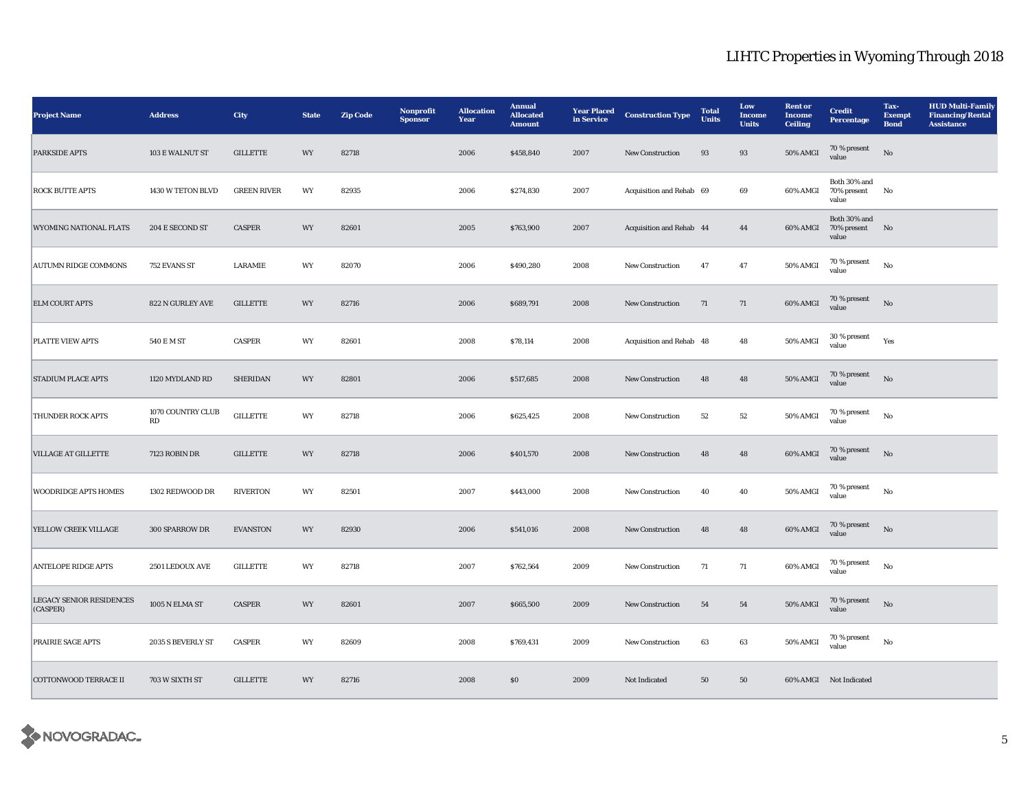# LIHTC Properties in Wyoming Through 2018

| Project Name | Address | City | State | Zip Code | Nonprofit Sponsor | Allocation Year | Annual Allocated Amount | Year Placed in Service | Construction Type | Total Units | Low Income Units | Rent or Income Ceiling | Credit Percentage | Tax-Exempt Bond | HUD Multi-Family Financing/Rental Assistance |
|---|---|---|---|---|---|---|---|---|---|---|---|---|---|---|---|
| PARKSIDE APTS | 103 E WALNUT ST | GILLETTE | WY | 82718 | | 2006 | $458,840 | 2007 | New Construction | 93 | 93 | 50% AMGI | 70 % present value | No | |
| ROCK BUTTE APTS | 1430 W TETON BLVD | GREEN RIVER | WY | 82935 | | 2006 | $274,830 | 2007 | Acquisition and Rehab | 69 | 69 | 60% AMGI | Both 30% and 70% present value | No | |
| WYOMING NATIONAL FLATS | 204 E SECOND ST | CASPER | WY | 82601 | | 2005 | $763,900 | 2007 | Acquisition and Rehab | 44 | 44 | 60% AMGI | Both 30% and 70% present value | No | |
| AUTUMN RIDGE COMMONS | 752 EVANS ST | LARAMIE | WY | 82070 | | 2006 | $490,280 | 2008 | New Construction | 47 | 47 | 50% AMGI | 70 % present value | No | |
| ELM COURT APTS | 822 N GURLEY AVE | GILLETTE | WY | 82716 | | 2006 | $689,791 | 2008 | New Construction | 71 | 71 | 60% AMGI | 70 % present value | No | |
| PLATTE VIEW APTS | 540 E M ST | CASPER | WY | 82601 | | 2008 | $78,114 | 2008 | Acquisition and Rehab | 48 | 48 | 50% AMGI | 30 % present value | Yes | |
| STADIUM PLACE APTS | 1120 MYDLAND RD | SHERIDAN | WY | 82801 | | 2006 | $517,685 | 2008 | New Construction | 48 | 48 | 50% AMGI | 70 % present value | No | |
| THUNDER ROCK APTS | 1070 COUNTRY CLUB RD | GILLETTE | WY | 82718 | | 2006 | $625,425 | 2008 | New Construction | 52 | 52 | 50% AMGI | 70 % present value | No | |
| VILLAGE AT GILLETTE | 7123 ROBIN DR | GILLETTE | WY | 82718 | | 2006 | $401,570 | 2008 | New Construction | 48 | 48 | 60% AMGI | 70 % present value | No | |
| WOODRIDGE APTS HOMES | 1302 REDWOOD DR | RIVERTON | WY | 82501 | | 2007 | $443,000 | 2008 | New Construction | 40 | 40 | 50% AMGI | 70 % present value | No | |
| YELLOW CREEK VILLAGE | 300 SPARROW DR | EVANSTON | WY | 82930 | | 2006 | $541,016 | 2008 | New Construction | 48 | 48 | 60% AMGI | 70 % present value | No | |
| ANTELOPE RIDGE APTS | 2501 LEDOUX AVE | GILLETTE | WY | 82718 | | 2007 | $762,564 | 2009 | New Construction | 71 | 71 | 60% AMGI | 70 % present value | No | |
| LEGACY SENIOR RESIDENCES (CASPER) | 1005 N ELMA ST | CASPER | WY | 82601 | | 2007 | $665,500 | 2009 | New Construction | 54 | 54 | 50% AMGI | 70 % present value | No | |
| PRAIRIE SAGE APTS | 2035 S BEVERLY ST | CASPER | WY | 82609 | | 2008 | $769,431 | 2009 | New Construction | 63 | 63 | 50% AMGI | 70 % present value | No | |
| COTTONWOOD TERRACE II | 703 W SIXTH ST | GILLETTE | WY | 82716 | | 2008 | $0 | 2009 | Not Indicated | 50 | 50 | 60% AMGI | Not Indicated | | |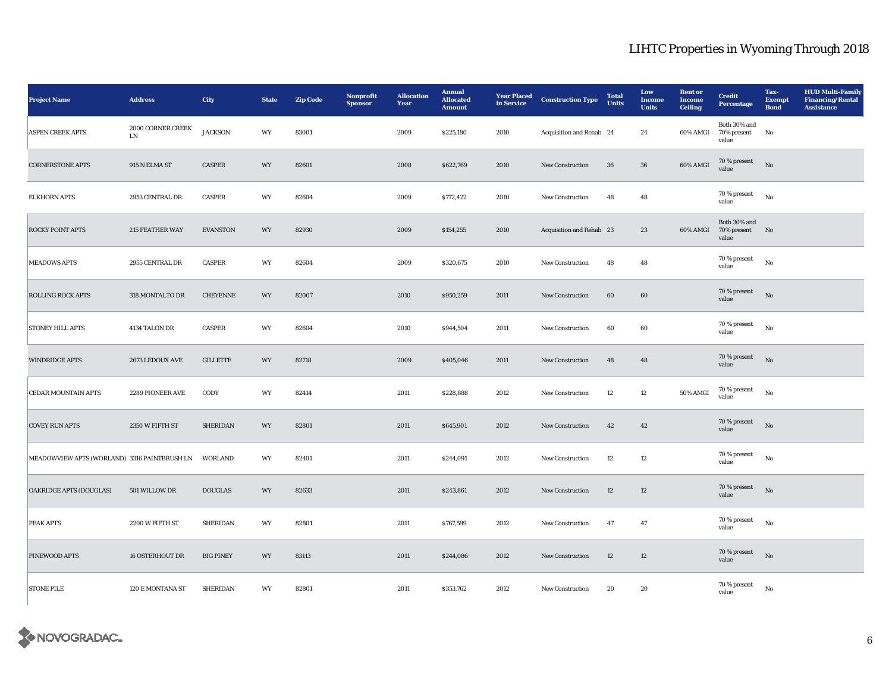# LIHTC Properties in Wyoming Through 2018

| Project Name | Address | City | State | Zip Code | Nonprofit Sponsor | Allocation Year | Annual Allocated Amount | Year Placed in Service | Construction Type | Total Units | Low Income Units | Rent or Income Ceiling | Credit Percentage | Tax-Exempt Bond | HUD Multi-Family Financing/Rental Assistance |
|---|---|---|---|---|---|---|---|---|---|---|---|---|---|---|---|
| ASPEN CREEK APTS | 2000 CORNER CREEK LN | JACKSON | WY | 83001 | | 2009 | $225,180 | 2010 | Acquisition and Rehab | 24 | 24 | 60% AMGI | Both 30% and 70% present value | No | |
| CORNERSTONE APTS | 915 N ELMA ST | CASPER | WY | 82601 | | 2008 | $622,769 | 2010 | New Construction | 36 | 36 | 60% AMGI | 70 % present value | No | |
| ELKHORN APTS | 2953 CENTRAL DR | CASPER | WY | 82604 | | 2009 | $772,422 | 2010 | New Construction | 48 | 48 | | 70 % present value | No | |
| ROCKY POINT APTS | 215 FEATHER WAY | EVANSTON | WY | 82930 | | 2009 | $154,255 | 2010 | Acquisition and Rehab | 23 | 23 | 60% AMGI | Both 30% and 70% present value | No | |
| MEADOWS APTS | 2955 CENTRAL DR | CASPER | WY | 82604 | | 2009 | $320,675 | 2010 | New Construction | 48 | 48 | | 70 % present value | No | |
| ROLLING ROCK APTS | 318 MONTALTO DR | CHEYENNE | WY | 82007 | | 2010 | $950,259 | 2011 | New Construction | 60 | 60 | | 70 % present value | No | |
| STONEY HILL APTS | 4134 TALON DR | CASPER | WY | 82604 | | 2010 | $944,504 | 2011 | New Construction | 60 | 60 | | 70 % present value | No | |
| WINDRIDGE APTS | 2673 LEDOUX AVE | GILLETTE | WY | 82718 | | 2009 | $405,046 | 2011 | New Construction | 48 | 48 | | 70 % present value | No | |
| CEDAR MOUNTAIN APTS | 2289 PIONEER AVE | CODY | WY | 82414 | | 2011 | $228,888 | 2012 | New Construction | 12 | 12 | 50% AMGI | 70 % present value | No | |
| COVEY RUN APTS | 2350 W FIFTH ST | SHERIDAN | WY | 82801 | | 2011 | $645,901 | 2012 | New Construction | 42 | 42 | | 70 % present value | No | |
| MEADOWVIEW APTS (WORLAND) | 3316 PAINTBRUSH LN | WORLAND | WY | 82401 | | 2011 | $244,091 | 2012 | New Construction | 12 | 12 | | 70 % present value | No | |
| OAKRIDGE APTS (DOUGLAS) | 501 WILLOW DR | DOUGLAS | WY | 82633 | | 2011 | $243,861 | 2012 | New Construction | 12 | 12 | | 70 % present value | No | |
| PEAK APTS | 2200 W FIFTH ST | SHERIDAN | WY | 82801 | | 2011 | $767,599 | 2012 | New Construction | 47 | 47 | | 70 % present value | No | |
| PINEWOOD APTS | 16 OSTERHOUT DR | BIG PINEY | WY | 83113 | | 2011 | $244,086 | 2012 | New Construction | 12 | 12 | | 70 % present value | No | |
| STONE PILE | 120 E MONTANA ST | SHERIDAN | WY | 82801 | | 2011 | $353,762 | 2012 | New Construction | 20 | 20 | | 70 % present value | No | |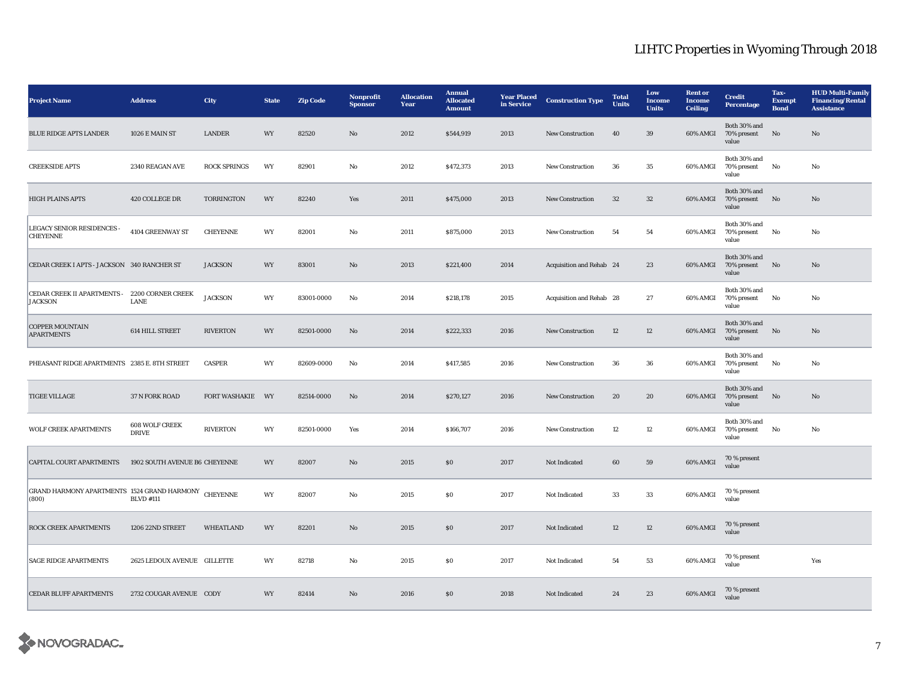# LIHTC Properties in Wyoming Through 2018

| Project Name | Address | City | State | Zip Code | Nonprofit Sponsor | Allocation Year | Annual Allocated Amount | Year Placed in Service | Construction Type | Total Units | Low Income Units | Rent or Income Ceiling | Credit Percentage | Tax-Exempt Bond | HUD Multi-Family Financing/Rental Assistance |
|---|---|---|---|---|---|---|---|---|---|---|---|---|---|---|---|
| BLUE RIDGE APTS LANDER | 1026 E MAIN ST | LANDER | WY | 82520 | No | 2012 | $544,919 | 2013 | New Construction | 40 | 39 | 60% AMGI | Both 30% and 70% present value | No | No |
| CREEKSIDE APTS | 2340 REAGAN AVE | ROCK SPRINGS | WY | 82901 | No | 2012 | $472,373 | 2013 | New Construction | 36 | 35 | 60% AMGI | Both 30% and 70% present value | No | No |
| HIGH PLAINS APTS | 420 COLLEGE DR | TORRINGTON | WY | 82240 | Yes | 2011 | $475,000 | 2013 | New Construction | 32 | 32 | 60% AMGI | Both 30% and 70% present value | No | No |
| LEGACY SENIOR RESIDENCES - CHEYENNE | 4104 GREENWAY ST | CHEYENNE | WY | 82001 | No | 2011 | $875,000 | 2013 | New Construction | 54 | 54 | 60% AMGI | Both 30% and 70% present value | No | No |
| CEDAR CREEK I APTS - JACKSON | 340 RANCHER ST | JACKSON | WY | 83001 | No | 2013 | $221,400 | 2014 | Acquisition and Rehab | 24 | 23 | 60% AMGI | Both 30% and 70% present value | No | No |
| CEDAR CREEK II APARTMENTS - JACKSON | 2200 CORNER CREEK LANE | JACKSON | WY | 83001-0000 | No | 2014 | $218,178 | 2015 | Acquisition and Rehab | 28 | 27 | 60% AMGI | Both 30% and 70% present value | No | No |
| COPPER MOUNTAIN APARTMENTS | 614 HILL STREET | RIVERTON | WY | 82501-0000 | No | 2014 | $222,333 | 2016 | New Construction | 12 | 12 | 60% AMGI | Both 30% and 70% present value | No | No |
| PHEASANT RIDGE APARTMENTS | 2385 E. 8TH STREET | CASPER | WY | 82609-0000 | No | 2014 | $417,585 | 2016 | New Construction | 36 | 36 | 60% AMGI | Both 30% and 70% present value | No | No |
| TIGEE VILLAGE | 37 N FORK ROAD | FORT WASHAKIE | WY | 82514-0000 | No | 2014 | $270,127 | 2016 | New Construction | 20 | 20 | 60% AMGI | Both 30% and 70% present value | No | No |
| WOLF CREEK APARTMENTS | 608 WOLF CREEK DRIVE | RIVERTON | WY | 82501-0000 | Yes | 2014 | $166,707 | 2016 | New Construction | 12 | 12 | 60% AMGI | Both 30% and 70% present value | No | No |
| CAPITAL COURT APARTMENTS | 1902 SOUTH AVENUE B6 | CHEYENNE | WY | 82007 | No | 2015 | $0 | 2017 | Not Indicated | 60 | 59 | 60% AMGI | 70 % present value | | |
| GRAND HARMONY APARTMENTS (800) | 1524 GRAND HARMONY BLVD #111 | CHEYENNE | WY | 82007 | No | 2015 | $0 | 2017 | Not Indicated | 33 | 33 | 60% AMGI | 70 % present value | | |
| ROCK CREEK APARTMENTS | 1206 22ND STREET | WHEATLAND | WY | 82201 | No | 2015 | $0 | 2017 | Not Indicated | 12 | 12 | 60% AMGI | 70 % present value | | |
| SAGE RIDGE APARTMENTS | 2625 LEDOUX AVENUE | GILLETTE | WY | 82718 | No | 2015 | $0 | 2017 | Not Indicated | 54 | 53 | 60% AMGI | 70 % present value | | Yes |
| CEDAR BLUFF APARTMENTS | 2732 COUGAR AVENUE | CODY | WY | 82414 | No | 2016 | $0 | 2018 | Not Indicated | 24 | 23 | 60% AMGI | 70 % present value | | |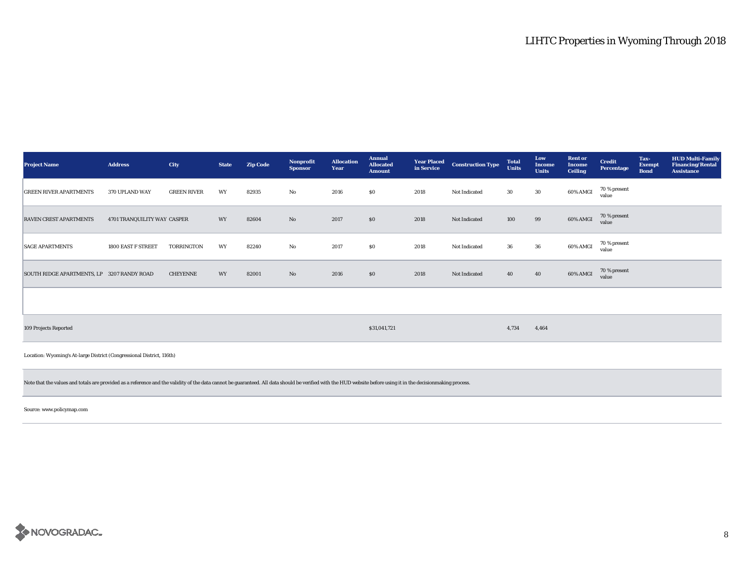| Project Name | Address | City | State | Zip Code | Nonprofit Sponsor | Allocation Year | Annual Allocated Amount | Year Placed in Service | Construction Type | Total Units | Low Income Units | Rent or Income Ceiling | Credit Percentage | Tax-Exempt Bond | HUD Multi-Family Financing/Rental Assistance |
|---|---|---|---|---|---|---|---|---|---|---|---|---|---|---|---|
| GREEN RIVER APARTMENTS | 370 UPLAND WAY | GREEN RIVER | WY | 82935 | No | 2016 | $0 | 2018 | Not Indicated | 30 | 30 | 60% AMGI | 70 % present value | | |
| RAVEN CREST APARTMENTS | 4701 TRANQUILITY WAY | CASPER | WY | 82604 | No | 2017 | $0 | 2018 | Not Indicated | 100 | 99 | 60% AMGI | 70 % present value | | |
| SAGE APARTMENTS | 1800 EAST F STREET | TORRINGTON | WY | 82240 | No | 2017 | $0 | 2018 | Not Indicated | 36 | 36 | 60% AMGI | 70 % present value | | |
| SOUTH RIDGE APARTMENTS, LP | 3207 RANDY ROAD | CHEYENNE | WY | 82001 | No | 2016 | $0 | 2018 | Not Indicated | 40 | 40 | 60% AMGI | 70 % present value | | |
| | | | | | | | | | | | | | | | |
| 109 Projects Reported | | | | | | | $31,041,721 | | | 4,734 | 4,464 | | | | |

Location: Wyoming's At-large District (Congressional District, 116th)

Note that the values and totals are provided as a reference and the validity of the data cannot be guaranteed. All data should be verified with the HUD website before using it in the decisionmaking process.

Source: www.policymap.com